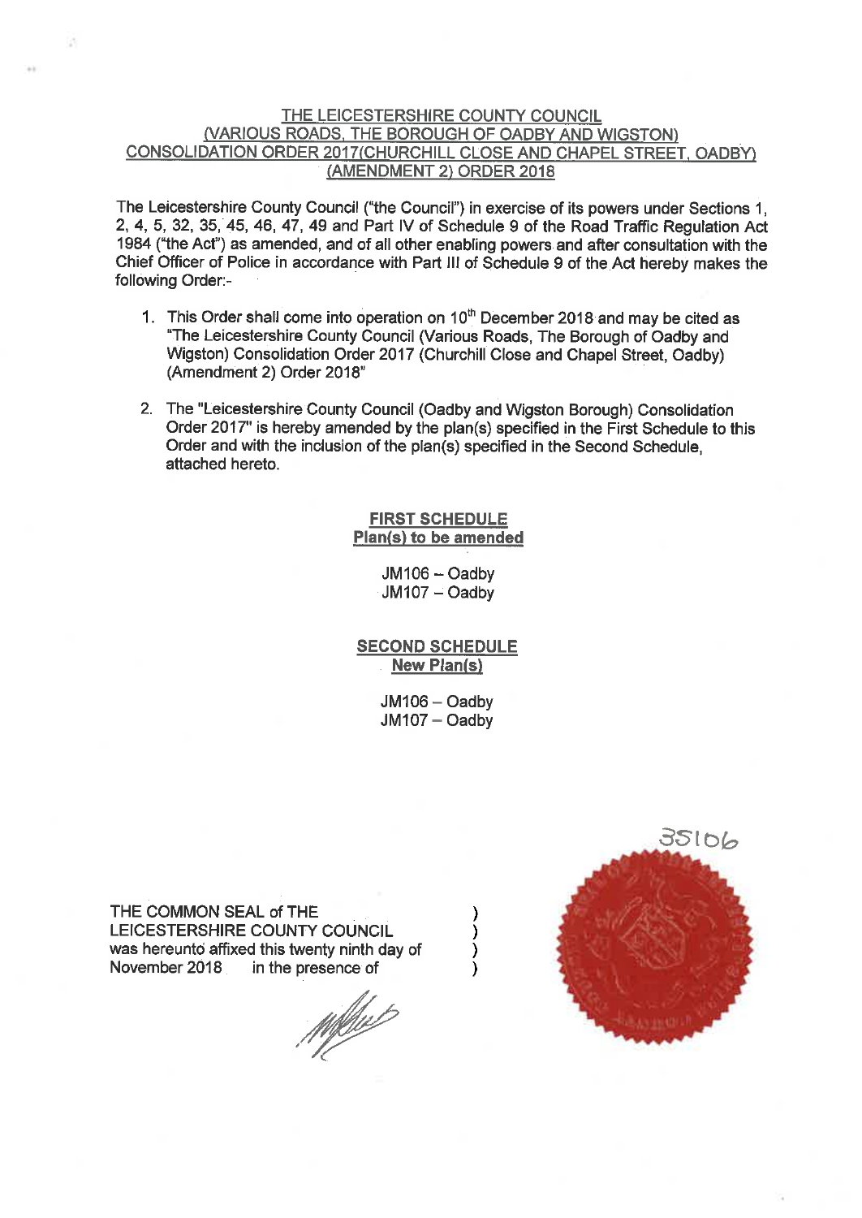# THE LEICESTERSHIRE COUNTY COUNCIL (VARIOUS ROADS, THE BOROUGH OF OADBY AND WIGSTON) CONSOLIDATION ORDER 2017(CHURCHILL CLOSE AND CHAPEL STREET, OADBY) (AMENDMENT 2) ORDER 2018

The Leicestershire County Council ("the Council") in exercise of its powers under Sections 1, 2, 4, 5, 32, 35, 45, 46, 47, 49 and Part IV of Schedule 9 of the Road Traffic Regulation Act 1984 ("the Act") as amended, and of all other enabling powers and after consultation with the Chief Officer of Police in accordance with Part III of Schedule 9 of the Act hereby makes the following Order:-

1. This Order shall come into operation on 10th December 2018 and may be cited as "The Leicestershire County Council (Various Roads, The Borough of Oadby and Wigston) Consolidation Order 2017 (Churchill Close and Chapel Street, Oadby) (Amendment 2) Order 2018"

2. The "Leicestershire County Council (Oadby and Wigston Borough) Consolidation Order 2017" is hereby amended by the plan(s) specified in the First Schedule to this Order and with the inclusion of the plan(s) specified in the Second Schedule, attached hereto.

## FIRST SCHEDULE
**Plan(s) to be amended**

JM106 – Oadby
JM107 – Oadby

## SECOND SCHEDULE
**New Plan(s)**

JM106 – Oadby
JM107 – Oadby

35106

THE COMMON SEAL of THE LEICESTERSHIRE COUNTY COUNCIL was hereunto affixed this twenty ninth day of November 2018 in the presence of )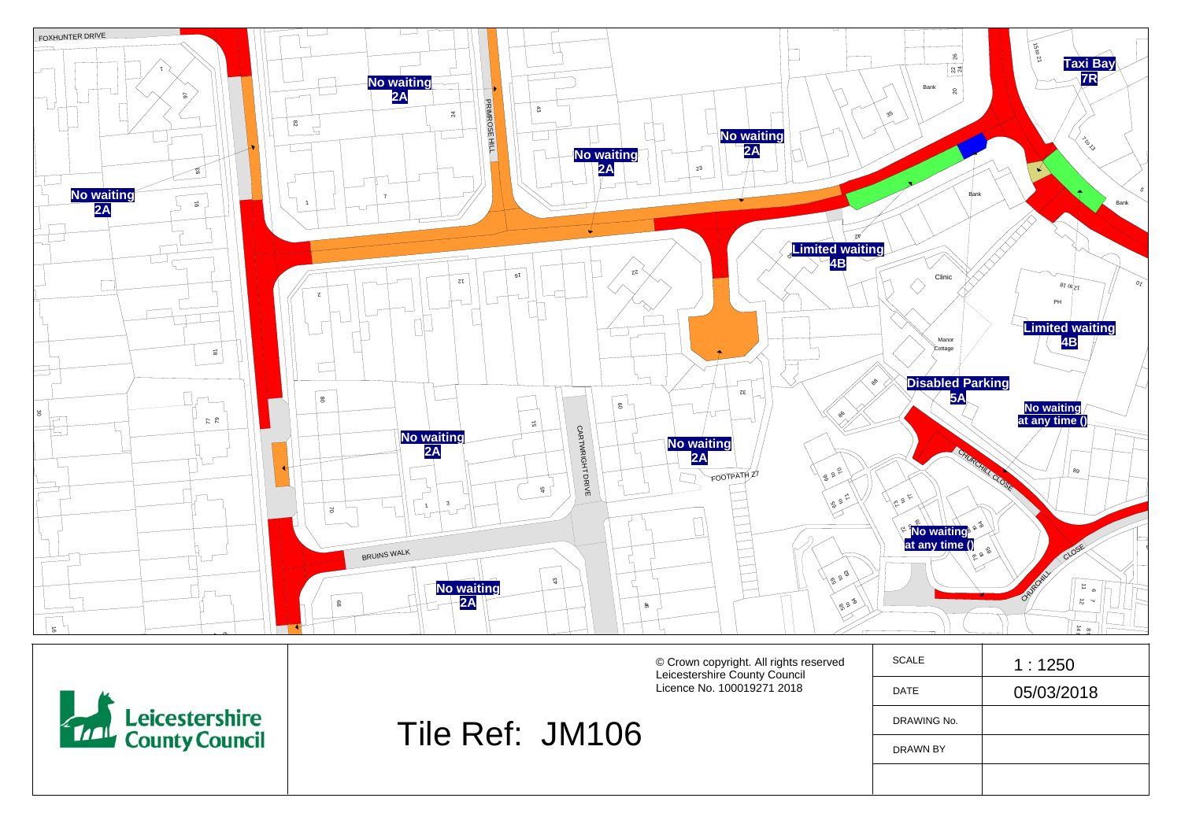FOXHUNTER DRIVE

PRIMROSE HILL

CARTWRIGHT DRIVE

BRUINS WALK

FOOTPATH Z7

CHURCHILL CLOSE

No waiting 2A

No waiting 2A

No waiting 2A

No waiting 2A

No waiting 2A

No waiting 2A

No waiting 2A

Limited waiting 4B

Limited waiting 4B

Taxi Bay 7R

Disabled Parking 5A

No waiting at any time ()

No waiting at any time ()

Bank

Bank

Bank

Clinic

Manor Cottage

PH

© Crown copyright. All rights reserved
Leicestershire County Council
Licence No. 100019271 2018

Leicestershire County Council

Tile Ref: JM106

| SCALE | 1 : 1250 |
| --- | --- |
| DATE | 05/03/2018 |
| DRAWING No. | |
| DRAWN BY | |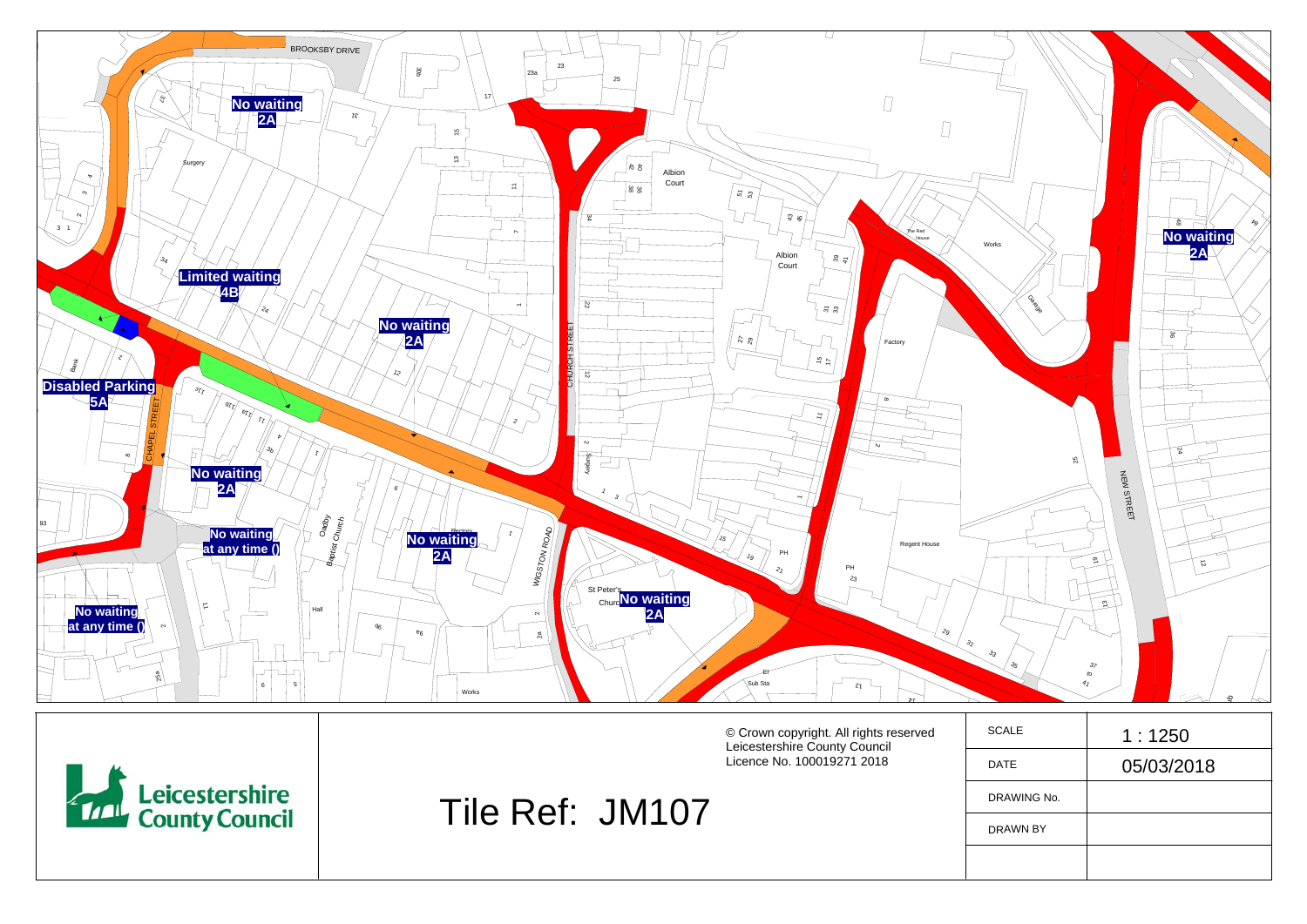No waiting
2A

Limited waiting
4B

No waiting
2A

Disabled Parking
5A

No waiting
2A

No waiting
at any time ()

No waiting
2A

No waiting
at any time ()

No waiting
2A

No waiting
2A

BROOKSBY DRIVE

CHAPEL STREET

CHURCH STREET

WIGSTON ROAD

NEW STREET

Surgery

Bank

Oadby Baptist Church

Hall

Rectory

St Peter's Church

Albion Court

Albion Court

Factory

The Red House

Works

Garage

Regent House

PH

PH

El Sub Sta

Works

© Crown copyright. All rights reserved
Leicestershire County Council
Licence No. 100019271 2018

Leicestershire County Council

# Tile Ref: JM107

| SCALE | 1 : 1250 |
| --- | --- |
| DATE | 05/03/2018 |
| DRAWING No. | |
| DRAWN BY | |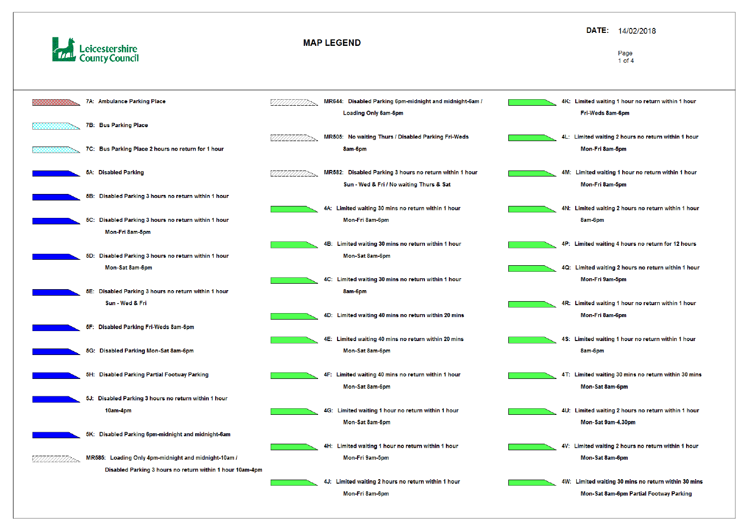Leicestershire County Council

# MAP LEGEND

**DATE:** 14/02/2018

- **7A:** Ambulance Parking Place
- **7B:** Bus Parking Place
- **7C:** Bus Parking Place 2 hours no return for 1 hour
- **5A:** Disabled Parking
- **5B:** Disabled Parking 3 hours no return within 1 hour
- **5C:** Disabled Parking 3 hours no return within 1 hour Mon-Fri 8am-5pm
- **5D:** Disabled Parking 3 hours no return within 1 hour Mon-Sat 8am-6pm
- **5E:** Disabled Parking 3 hours no return within 1 hour Sun - Wed & Fri
- **5F:** Disabled Parking Fri-Weds 8am-6pm
- **5G:** Disabled Parking Mon-Sat 8am-6pm
- **5H:** Disabled Parking Partial Footway Parking
- **5J:** Disabled Parking 3 hours no return within 1 hour 10am-4pm
- **5K:** Disabled Parking 6pm-midnight and midnight-6am
- **MR585:** Loading Only 4pm-midnight and midnight-10am / Disabled Parking 3 hours no return within 1 hour 10am-4pm
- **MR644:** Disabled Parking 6pm-midnight and midnight-6am / Loading Only 6am-6pm
- **MR505:** No waiting Thurs / Disabled Parking Fri-Weds 8am-6pm
- **MR582:** Disabled Parking 3 hours no return within 1 hour Sun - Wed & Fri / No waiting Thurs & Sat
- **4A:** Limited waiting 30 mins no return within 1 hour Mon-Fri 8am-6pm
- **4B:** Limited waiting 30 mins no return within 1 hour Mon-Sat 8am-6pm
- **4C:** Limited waiting 30 mins no return within 1 hour 8am-6pm
- **4D:** Limited waiting 40 mins no return within 20 mins
- **4E:** Limited waiting 40 mins no return within 20 mins Mon-Sat 8am-6pm
- **4F:** Limited waiting 40 mins no return within 1 hour Mon-Sat 8am-6pm
- **4G:** Limited waiting 1 hour no return within 1 hour Mon-Sat 8am-6pm
- **4H:** Limited waiting 1 hour no return within 1 hour Mon-Fri 9am-5pm
- **4J:** Limited waiting 2 hours no return within 1 hour Mon-Fri 8am-6pm
- **4K:** Limited waiting 1 hour no return within 1 hour Fri-Weds 8am-6pm
- **4L:** Limited waiting 2 hours no return within 1 hour Mon-Fri 8am-5pm
- **4M:** Limited waiting 1 hour no return within 1 hour Mon-Fri 8am-5pm
- **4N:** Limited waiting 2 hours no return within 1 hour 8am-6pm
- **4P:** Limited waiting 4 hours no return for 12 hours
- **4Q:** Limited waiting 2 hours no return within 1 hour Mon-Fri 9am-5pm
- **4R:** Limited waiting 1 hour no return within 1 hour Mon-Fri 8am-6pm
- **4S:** Limited waiting 1 hour no return within 1 hour 8am-6pm
- **4T:** Limited waiting 30 mins no return within 30 mins Mon-Sat 8am-6pm
- **4U:** Limited waiting 2 hours no return within 1 hour Mon-Sat 9am-4.30pm
- **4V:** Limited waiting 2 hours no return within 1 hour Mon-Sat 8am-6pm
- **4W:** Limited waiting 30 mins no return within 30 mins Mon-Sat 8am-6pm Partial Footway Parking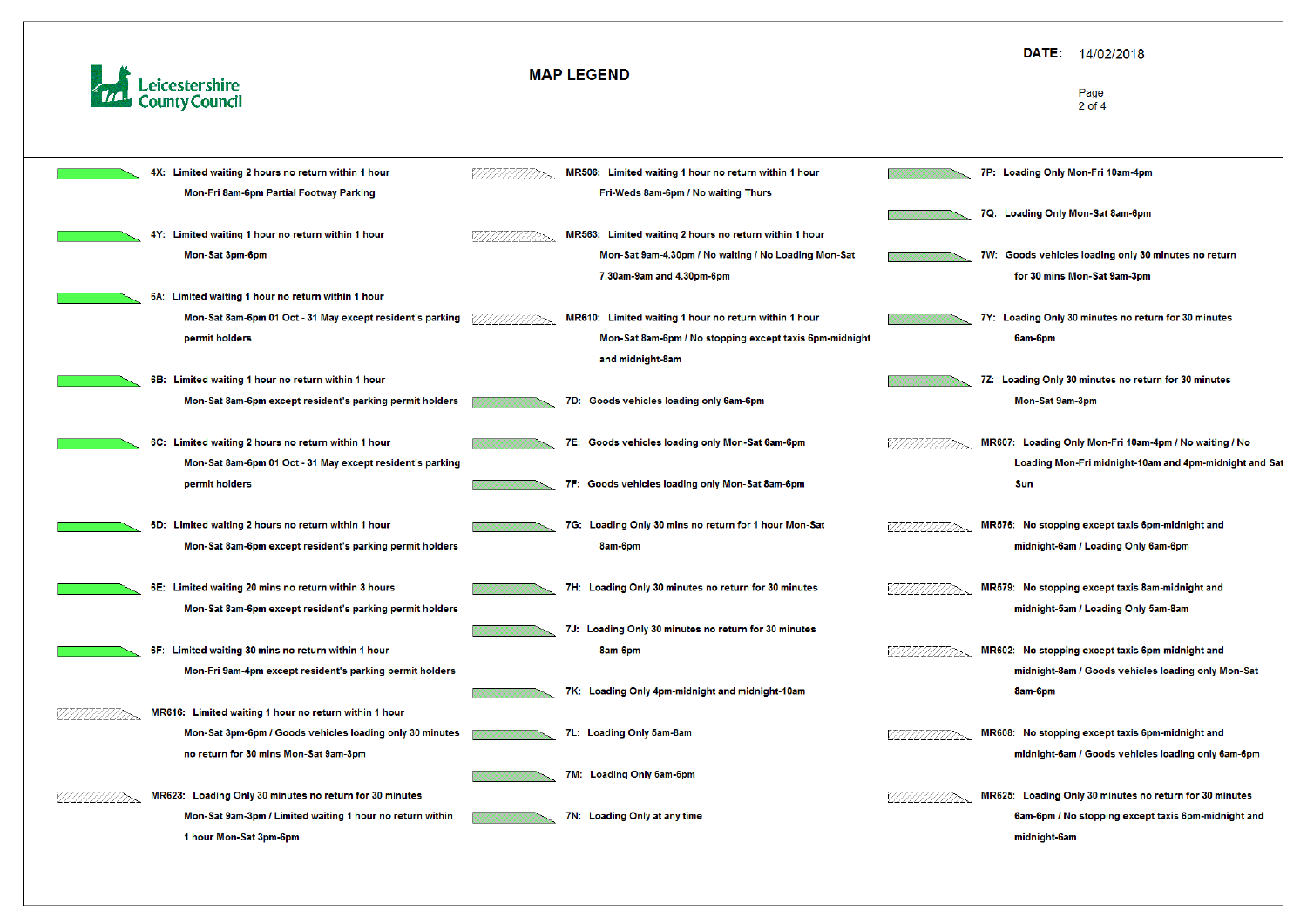Leicestershire County Council

# MAP LEGEND

**DATE:** 14/02/2018

- **4X:** Limited waiting 2 hours no return within 1 hour Mon-Fri 8am-6pm Partial Footway Parking
- **4Y:** Limited waiting 1 hour no return within 1 hour Mon-Sat 3pm-6pm
- **6A:** Limited waiting 1 hour no return within 1 hour Mon-Sat 8am-6pm 01 Oct - 31 May except resident's parking permit holders
- **6B:** Limited waiting 1 hour no return within 1 hour Mon-Sat 8am-6pm except resident's parking permit holders
- **6C:** Limited waiting 2 hours no return within 1 hour Mon-Sat 8am-6pm 01 Oct - 31 May except resident's parking permit holders
- **6D:** Limited waiting 2 hours no return within 1 hour Mon-Sat 8am-6pm except resident's parking permit holders
- **6E:** Limited waiting 20 mins no return within 3 hours Mon-Sat 8am-6pm except resident's parking permit holders
- **6F:** Limited waiting 30 mins no return within 1 hour Mon-Fri 9am-4pm except resident's parking permit holders
- **MR616:** Limited waiting 1 hour no return within 1 hour Mon-Sat 3pm-6pm / Goods vehicles loading only 30 minutes no return for 30 mins Mon-Sat 9am-3pm
- **MR623:** Loading Only 30 minutes no return for 30 minutes Mon-Sat 9am-3pm / Limited waiting 1 hour no return within 1 hour Mon-Sat 3pm-6pm
- **MR506:** Limited waiting 1 hour no return within 1 hour Fri-Weds 8am-6pm / No waiting Thurs
- **MR563:** Limited waiting 2 hours no return within 1 hour Mon-Sat 9am-4.30pm / No waiting / No Loading Mon-Sat 7.30am-9am and 4.30pm-6pm
- **MR610:** Limited waiting 1 hour no return within 1 hour Mon-Sat 8am-6pm / No stopping except taxis 6pm-midnight and midnight-8am
- **7D:** Goods vehicles loading only 6am-6pm
- **7E:** Goods vehicles loading only Mon-Sat 6am-6pm
- **7F:** Goods vehicles loading only Mon-Sat 8am-6pm
- **7G:** Loading Only 30 mins no return for 1 hour Mon-Sat 8am-6pm
- **7H:** Loading Only 30 minutes no return for 30 minutes
- **7J:** Loading Only 30 minutes no return for 30 minutes 8am-6pm
- **7K:** Loading Only 4pm-midnight and midnight-10am
- **7L:** Loading Only 5am-8am
- **7M:** Loading Only 6am-6pm
- **7N:** Loading Only at any time
- **7P:** Loading Only Mon-Fri 10am-4pm
- **7Q:** Loading Only Mon-Sat 8am-6pm
- **7W:** Goods vehicles loading only 30 minutes no return for 30 mins Mon-Sat 9am-3pm
- **7Y:** Loading Only 30 minutes no return for 30 minutes 6am-6pm
- **7Z:** Loading Only 30 minutes no return for 30 minutes Mon-Sat 9am-3pm
- **MR607:** Loading Only Mon-Fri 10am-4pm / No waiting / No Loading Mon-Fri midnight-10am and 4pm-midnight and Sat Sun
- **MR576:** No stopping except taxis 6pm-midnight and midnight-6am / Loading Only 6am-6pm
- **MR579:** No stopping except taxis 8am-midnight and midnight-5am / Loading Only 5am-8am
- **MR602:** No stopping except taxis 6pm-midnight and midnight-8am / Goods vehicles loading only Mon-Sat 8am-6pm
- **MR608:** No stopping except taxis 6pm-midnight and midnight-6am / Goods vehicles loading only 6am-6pm
- **MR625:** Loading Only 30 minutes no return for 30 minutes 6am-6pm / No stopping except taxis 6pm-midnight and midnight-6am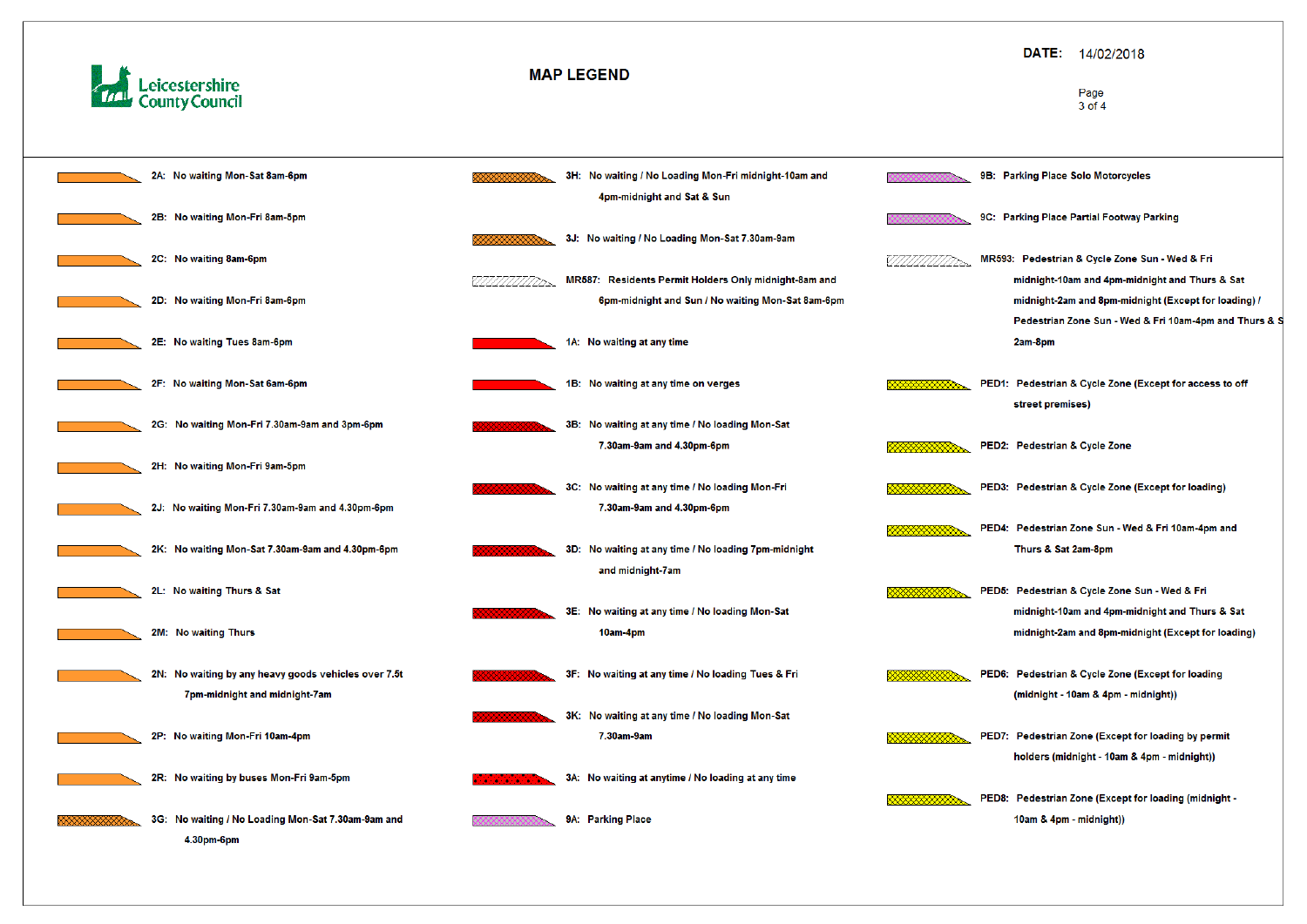Leicestershire County Council

# MAP LEGEND

DATE: 14/02/2018

- 2A: No waiting Mon-Sat 8am-6pm
- 2B: No waiting Mon-Fri 8am-5pm
- 2C: No waiting 8am-6pm
- 2D: No waiting Mon-Fri 8am-6pm
- 2E: No waiting Tues 8am-6pm
- 2F: No waiting Mon-Sat 6am-6pm
- 2G: No waiting Mon-Fri 7.30am-9am and 3pm-6pm
- 2H: No waiting Mon-Fri 9am-5pm
- 2J: No waiting Mon-Fri 7.30am-9am and 4.30pm-6pm
- 2K: No waiting Mon-Sat 7.30am-9am and 4.30pm-6pm
- 2L: No waiting Thurs & Sat
- 2M: No waiting Thurs
- 2N: No waiting by any heavy goods vehicles over 7.5t 7pm-midnight and midnight-7am
- 2P: No waiting Mon-Fri 10am-4pm
- 2R: No waiting by buses Mon-Fri 9am-5pm
- 3G: No waiting / No Loading Mon-Sat 7.30am-9am and 4.30pm-6pm
- 3H: No waiting / No Loading Mon-Fri midnight-10am and 4pm-midnight and Sat & Sun
- 3J: No waiting / No Loading Mon-Sat 7.30am-9am
- MR587: Residents Permit Holders Only midnight-8am and 6pm-midnight and Sun / No waiting Mon-Sat 8am-6pm
- 1A: No waiting at any time
- 1B: No waiting at any time on verges
- 3B: No waiting at any time / No loading Mon-Sat 7.30am-9am and 4.30pm-6pm
- 3C: No waiting at any time / No loading Mon-Fri 7.30am-9am and 4.30pm-6pm
- 3D: No waiting at any time / No loading 7pm-midnight and midnight-7am
- 3E: No waiting at any time / No loading Mon-Sat 10am-4pm
- 3F: No waiting at any time / No loading Tues & Fri
- 3K: No waiting at any time / No loading Mon-Sat 7.30am-9am
- 3A: No waiting at anytime / No loading at any time
- 9A: Parking Place
- 9B: Parking Place Solo Motorcycles
- 9C: Parking Place Partial Footway Parking
- MR593: Pedestrian & Cycle Zone Sun - Wed & Fri midnight-10am and 4pm-midnight and Thurs & Sat midnight-2am and 8pm-midnight (Except for loading) / Pedestrian Zone Sun - Wed & Fri 10am-4pm and Thurs & S 2am-8pm
- PED1: Pedestrian & Cycle Zone (Except for access to off street premises)
- PED2: Pedestrian & Cycle Zone
- PED3: Pedestrian & Cycle Zone (Except for loading)
- PED4: Pedestrian Zone Sun - Wed & Fri 10am-4pm and Thurs & Sat 2am-8pm
- PED5: Pedestrian & Cycle Zone Sun - Wed & Fri midnight-10am and 4pm-midnight and Thurs & Sat midnight-2am and 8pm-midnight (Except for loading)
- PED6: Pedestrian & Cycle Zone (Except for loading (midnight - 10am & 4pm - midnight))
- PED7: Pedestrian Zone (Except for loading by permit holders (midnight - 10am & 4pm - midnight))
- PED8: Pedestrian Zone (Except for loading (midnight - 10am & 4pm - midnight))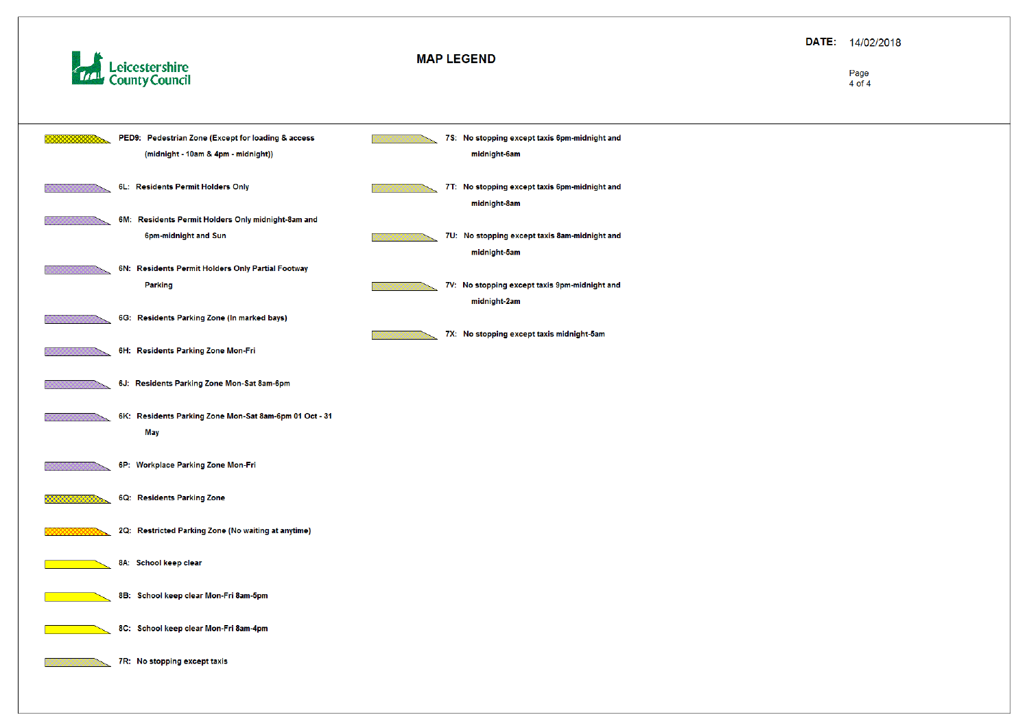Leicestershire County Council

# MAP LEGEND

**DATE:** 14/02/2018

- **PED9:** Pedestrian Zone (Except for loading & access (midnight - 10am & 4pm - midnight))
- **6L:** Residents Permit Holders Only
- **6M:** Residents Permit Holders Only midnight-8am and 6pm-midnight and Sun
- **6N:** Residents Permit Holders Only Partial Footway Parking
- **6G:** Residents Parking Zone (In marked bays)
- **6H:** Residents Parking Zone Mon-Fri
- **6J:** Residents Parking Zone Mon-Sat 8am-6pm
- **6K:** Residents Parking Zone Mon-Sat 8am-6pm 01 Oct - 31 May
- **6P:** Workplace Parking Zone Mon-Fri
- **6Q:** Residents Parking Zone
- **2Q:** Restricted Parking Zone (No waiting at anytime)
- **8A:** School keep clear
- **8B:** School keep clear Mon-Fri 8am-5pm
- **8C:** School keep clear Mon-Fri 8am-4pm
- **7R:** No stopping except taxis
- **7S:** No stopping except taxis 6pm-midnight and midnight-6am
- **7T:** No stopping except taxis 6pm-midnight and midnight-8am
- **7U:** No stopping except taxis 8am-midnight and midnight-5am
- **7V:** No stopping except taxis 9pm-midnight and midnight-2am
- **7X:** No stopping except taxis midnight-5am